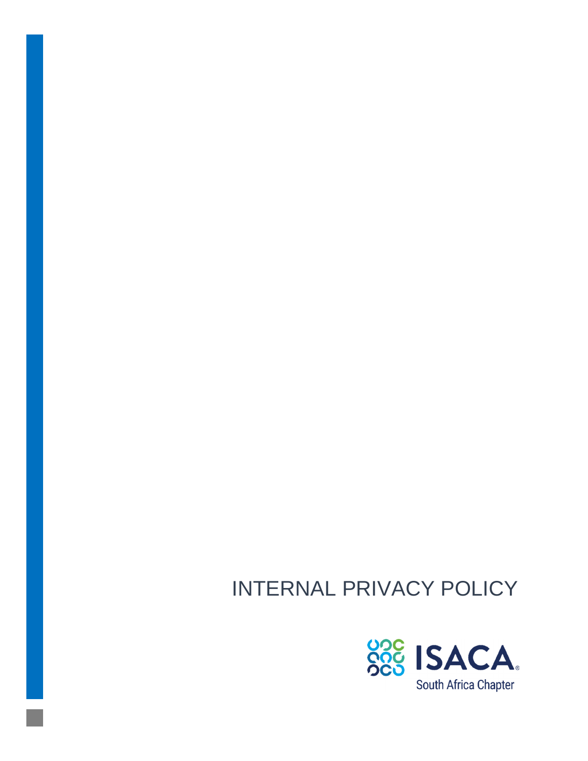# INTERNAL PRIVACY POLICY

ISACA
South Africa Chapter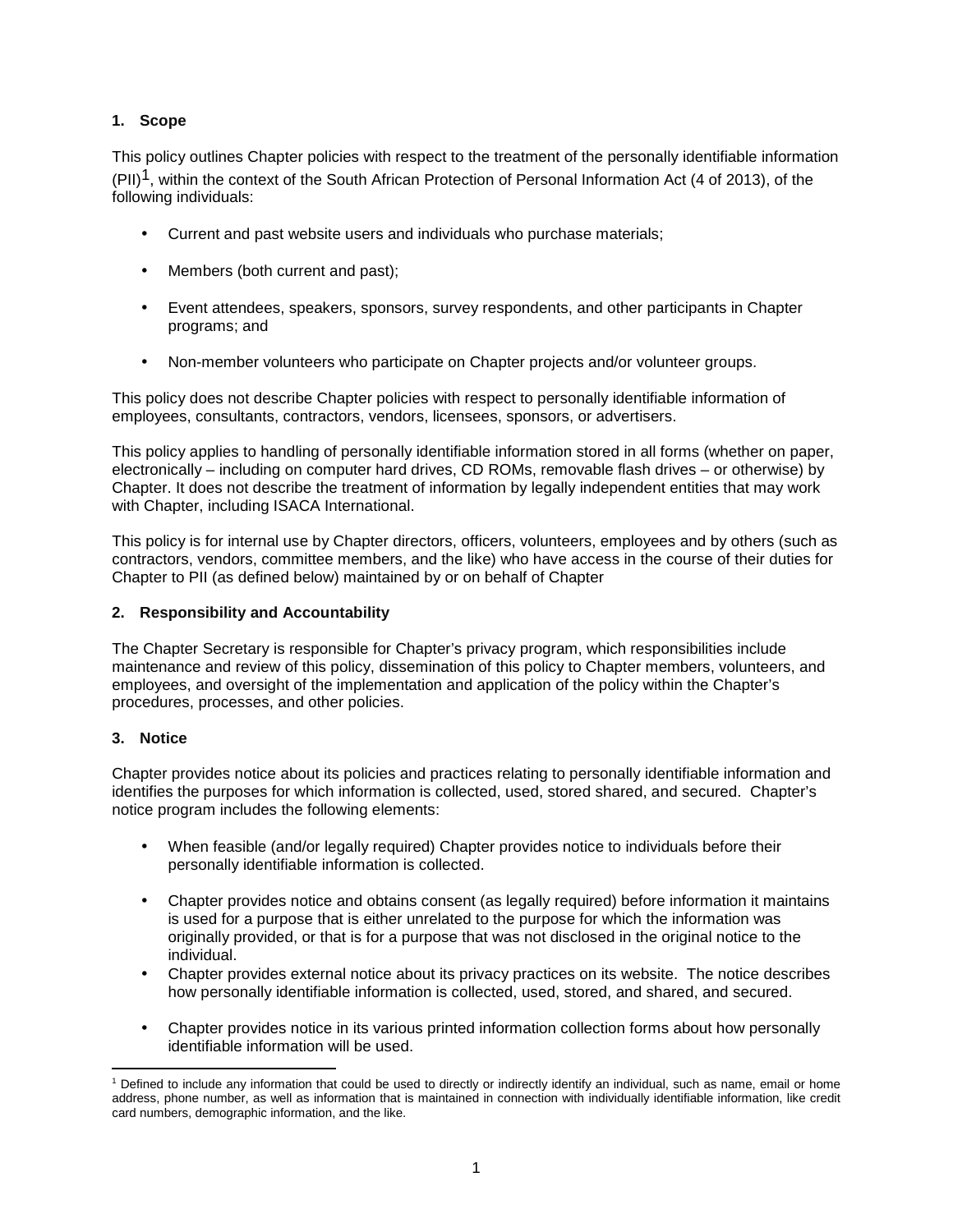## 1. Scope

This policy outlines Chapter policies with respect to the treatment of the personally identifiable information (PII)[1], within the context of the South African Protection of Personal Information Act (4 of 2013), of the following individuals:

- Current and past website users and individuals who purchase materials;
- Members (both current and past);
- Event attendees, speakers, sponsors, survey respondents, and other participants in Chapter programs; and
- Non-member volunteers who participate on Chapter projects and/or volunteer groups.

This policy does not describe Chapter policies with respect to personally identifiable information of employees, consultants, contractors, vendors, licensees, sponsors, or advertisers.

This policy applies to handling of personally identifiable information stored in all forms (whether on paper, electronically – including on computer hard drives, CD ROMs, removable flash drives – or otherwise) by Chapter. It does not describe the treatment of information by legally independent entities that may work with Chapter, including ISACA International.

This policy is for internal use by Chapter directors, officers, volunteers, employees and by others (such as contractors, vendors, committee members, and the like) who have access in the course of their duties for Chapter to PII (as defined below) maintained by or on behalf of Chapter

## 2. Responsibility and Accountability

The Chapter Secretary is responsible for Chapter's privacy program, which responsibilities include maintenance and review of this policy, dissemination of this policy to Chapter members, volunteers, and employees, and oversight of the implementation and application of the policy within the Chapter's procedures, processes, and other policies.

## 3. Notice

Chapter provides notice about its policies and practices relating to personally identifiable information and identifies the purposes for which information is collected, used, stored shared, and secured. Chapter's notice program includes the following elements:

- When feasible (and/or legally required) Chapter provides notice to individuals before their personally identifiable information is collected.
- Chapter provides notice and obtains consent (as legally required) before information it maintains is used for a purpose that is either unrelated to the purpose for which the information was originally provided, or that is for a purpose that was not disclosed in the original notice to the individual.
- Chapter provides external notice about its privacy practices on its website. The notice describes how personally identifiable information is collected, used, stored, and shared, and secured.
- Chapter provides notice in its various printed information collection forms about how personally identifiable information will be used.

[1] Defined to include any information that could be used to directly or indirectly identify an individual, such as name, email or home address, phone number, as well as information that is maintained in connection with individually identifiable information, like credit card numbers, demographic information, and the like.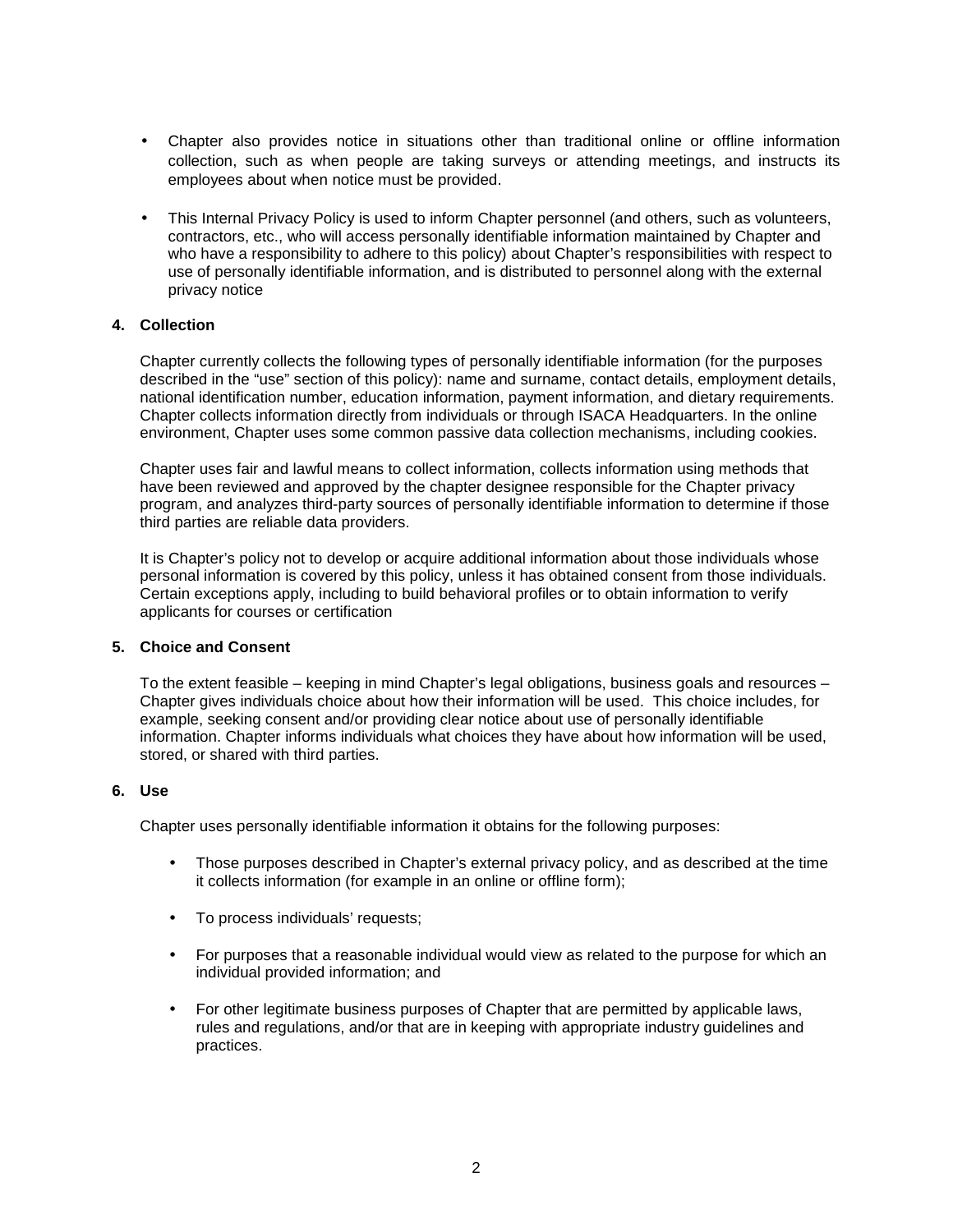- Chapter also provides notice in situations other than traditional online or offline information collection, such as when people are taking surveys or attending meetings, and instructs its employees about when notice must be provided.

- This Internal Privacy Policy is used to inform Chapter personnel (and others, such as volunteers, contractors, etc., who will access personally identifiable information maintained by Chapter and who have a responsibility to adhere to this policy) about Chapter's responsibilities with respect to use of personally identifiable information, and is distributed to personnel along with the external privacy notice

**4. Collection**

Chapter currently collects the following types of personally identifiable information (for the purposes described in the "use" section of this policy): name and surname, contact details, employment details, national identification number, education information, payment information, and dietary requirements. Chapter collects information directly from individuals or through ISACA Headquarters. In the online environment, Chapter uses some common passive data collection mechanisms, including cookies.

Chapter uses fair and lawful means to collect information, collects information using methods that have been reviewed and approved by the chapter designee responsible for the Chapter privacy program, and analyzes third-party sources of personally identifiable information to determine if those third parties are reliable data providers.

It is Chapter's policy not to develop or acquire additional information about those individuals whose personal information is covered by this policy, unless it has obtained consent from those individuals. Certain exceptions apply, including to build behavioral profiles or to obtain information to verify applicants for courses or certification

**5. Choice and Consent**

To the extent feasible – keeping in mind Chapter's legal obligations, business goals and resources – Chapter gives individuals choice about how their information will be used. This choice includes, for example, seeking consent and/or providing clear notice about use of personally identifiable information. Chapter informs individuals what choices they have about how information will be used, stored, or shared with third parties.

**6. Use**

Chapter uses personally identifiable information it obtains for the following purposes:

- Those purposes described in Chapter's external privacy policy, and as described at the time it collects information (for example in an online or offline form);

- To process individuals' requests;

- For purposes that a reasonable individual would view as related to the purpose for which an individual provided information; and

- For other legitimate business purposes of Chapter that are permitted by applicable laws, rules and regulations, and/or that are in keeping with appropriate industry guidelines and practices.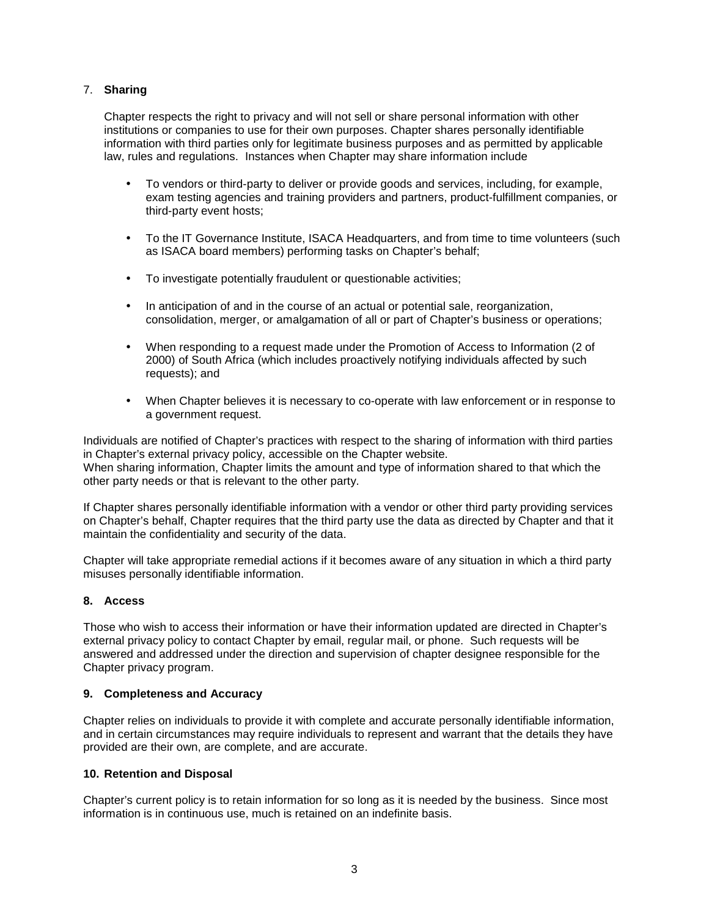## 7. **Sharing**

Chapter respects the right to privacy and will not sell or share personal information with other institutions or companies to use for their own purposes. Chapter shares personally identifiable information with third parties only for legitimate business purposes and as permitted by applicable law, rules and regulations. Instances when Chapter may share information include

- To vendors or third-party to deliver or provide goods and services, including, for example, exam testing agencies and training providers and partners, product-fulfillment companies, or third-party event hosts;
- To the IT Governance Institute, ISACA Headquarters, and from time to time volunteers (such as ISACA board members) performing tasks on Chapter's behalf;
- To investigate potentially fraudulent or questionable activities;
- In anticipation of and in the course of an actual or potential sale, reorganization, consolidation, merger, or amalgamation of all or part of Chapter's business or operations;
- When responding to a request made under the Promotion of Access to Information (2 of 2000) of South Africa (which includes proactively notifying individuals affected by such requests); and
- When Chapter believes it is necessary to co-operate with law enforcement or in response to a government request.

Individuals are notified of Chapter's practices with respect to the sharing of information with third parties in Chapter's external privacy policy, accessible on the Chapter website.
When sharing information, Chapter limits the amount and type of information shared to that which the other party needs or that is relevant to the other party.

If Chapter shares personally identifiable information with a vendor or other third party providing services on Chapter's behalf, Chapter requires that the third party use the data as directed by Chapter and that it maintain the confidentiality and security of the data.

Chapter will take appropriate remedial actions if it becomes aware of any situation in which a third party misuses personally identifiable information.

## 8. Access

Those who wish to access their information or have their information updated are directed in Chapter's external privacy policy to contact Chapter by email, regular mail, or phone. Such requests will be answered and addressed under the direction and supervision of chapter designee responsible for the Chapter privacy program.

## 9. Completeness and Accuracy

Chapter relies on individuals to provide it with complete and accurate personally identifiable information, and in certain circumstances may require individuals to represent and warrant that the details they have provided are their own, are complete, and are accurate.

## 10. Retention and Disposal

Chapter's current policy is to retain information for so long as it is needed by the business. Since most information is in continuous use, much is retained on an indefinite basis.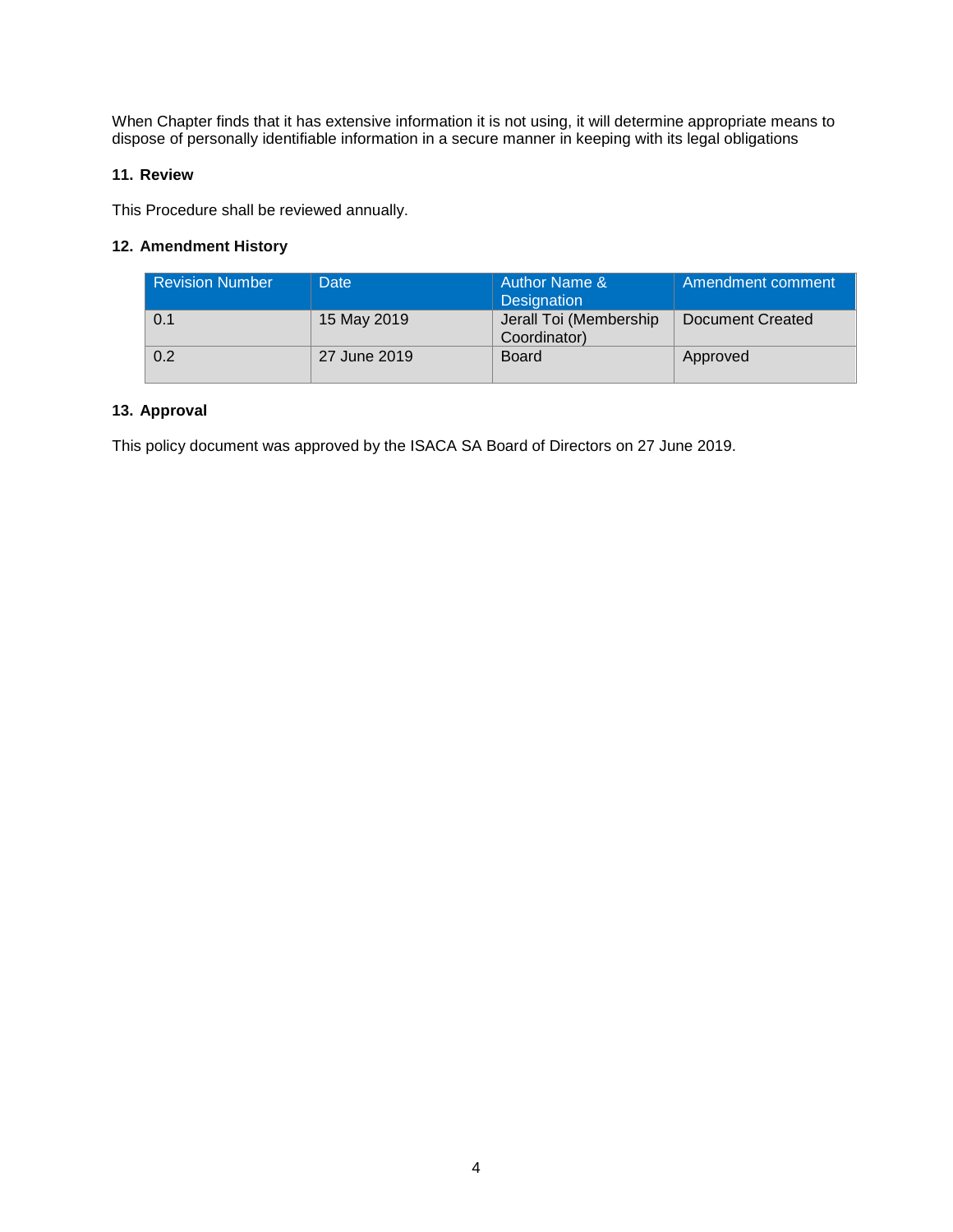When Chapter finds that it has extensive information it is not using, it will determine appropriate means to dispose of personally identifiable information in a secure manner in keeping with its legal obligations

## 11. Review

This Procedure shall be reviewed annually.

## 12. Amendment History

| Revision Number | Date | Author Name & Designation | Amendment comment |
|---|---|---|---|
| 0.1 | 15 May 2019 | Jerall Toi (Membership Coordinator) | Document Created |
| 0.2 | 27 June 2019 | Board | Approved |

## 13. Approval

This policy document was approved by the ISACA SA Board of Directors on 27 June 2019.